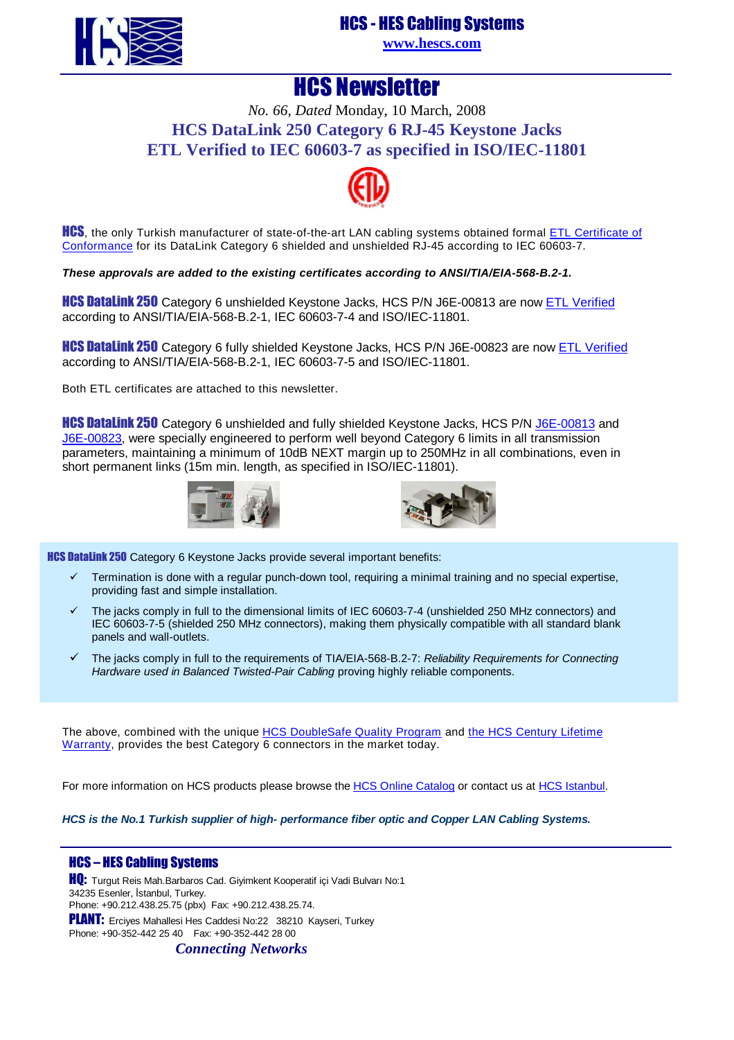# HCS - HES Cabling Systems

www.hescs.com

# HCS Newsletter

*No. 66, Dated* Monday, 10 March, 2008

## HCS DataLink 250 Category 6 RJ-45 Keystone Jacks
## ETL Verified to IEC 60603-7 as specified in ISO/IEC-11801

**HCS**, the only Turkish manufacturer of state-of-the-art LAN cabling systems obtained formal ETL Certificate of Conformance for its DataLink Category 6 shielded and unshielded RJ-45 according to IEC 60603-7.

***These approvals are added to the existing certificates according to ANSI/TIA/EIA-568-B.2-1.***

**HCS DataLink 250** Category 6 unshielded Keystone Jacks, HCS P/N J6E-00813 are now ETL Verified according to ANSI/TIA/EIA-568-B.2-1, IEC 60603-7-4 and ISO/IEC-11801.

**HCS DataLink 250** Category 6 fully shielded Keystone Jacks, HCS P/N J6E-00823 are now ETL Verified according to ANSI/TIA/EIA-568-B.2-1, IEC 60603-7-5 and ISO/IEC-11801.

Both ETL certificates are attached to this newsletter.

**HCS DataLink 250** Category 6 unshielded and fully shielded Keystone Jacks, HCS P/N J6E-00813 and J6E-00823, were specially engineered to perform well beyond Category 6 limits in all transmission parameters, maintaining a minimum of 10dB NEXT margin up to 250MHz in all combinations, even in short permanent links (15m min. length, as specified in ISO/IEC-11801).

**HCS DataLink 250** Category 6 Keystone Jacks provide several important benefits:

- ✓ Termination is done with a regular punch-down tool, requiring a minimal training and no special expertise, providing fast and simple installation.
- ✓ The jacks comply in full to the dimensional limits of IEC 60603-7-4 (unshielded 250 MHz connectors) and IEC 60603-7-5 (shielded 250 MHz connectors), making them physically compatible with all standard blank panels and wall-outlets.
- ✓ The jacks comply in full to the requirements of TIA/EIA-568-B.2-7: *Reliability Requirements for Connecting Hardware used in Balanced Twisted-Pair Cabling* proving highly reliable components.

The above, combined with the unique HCS DoubleSafe Quality Program and the HCS Century Lifetime Warranty, provides the best Category 6 connectors in the market today.

For more information on HCS products please browse the HCS Online Catalog or contact us at HCS Istanbul.

***HCS is the No.1 Turkish supplier of high- performance fiber optic and Copper LAN Cabling Systems.***

---

**HCS – HES Cabling Systems**

**HQ:** Turgut Reis Mah.Barbaros Cad. Giyimkent Kooperatif içi Vadi Bulvarı No:1
34235 Esenler, İstanbul, Turkey.
Phone: +90.212.438.25.75 (pbx) Fax: +90.212.438.25.74.

**PLANT:** Erciyes Mahallesi Hes Caddesi No:22 38210 Kayseri, Turkey
Phone: +90-352-442 25 40 Fax: +90-352-442 28 00

***Connecting Networks***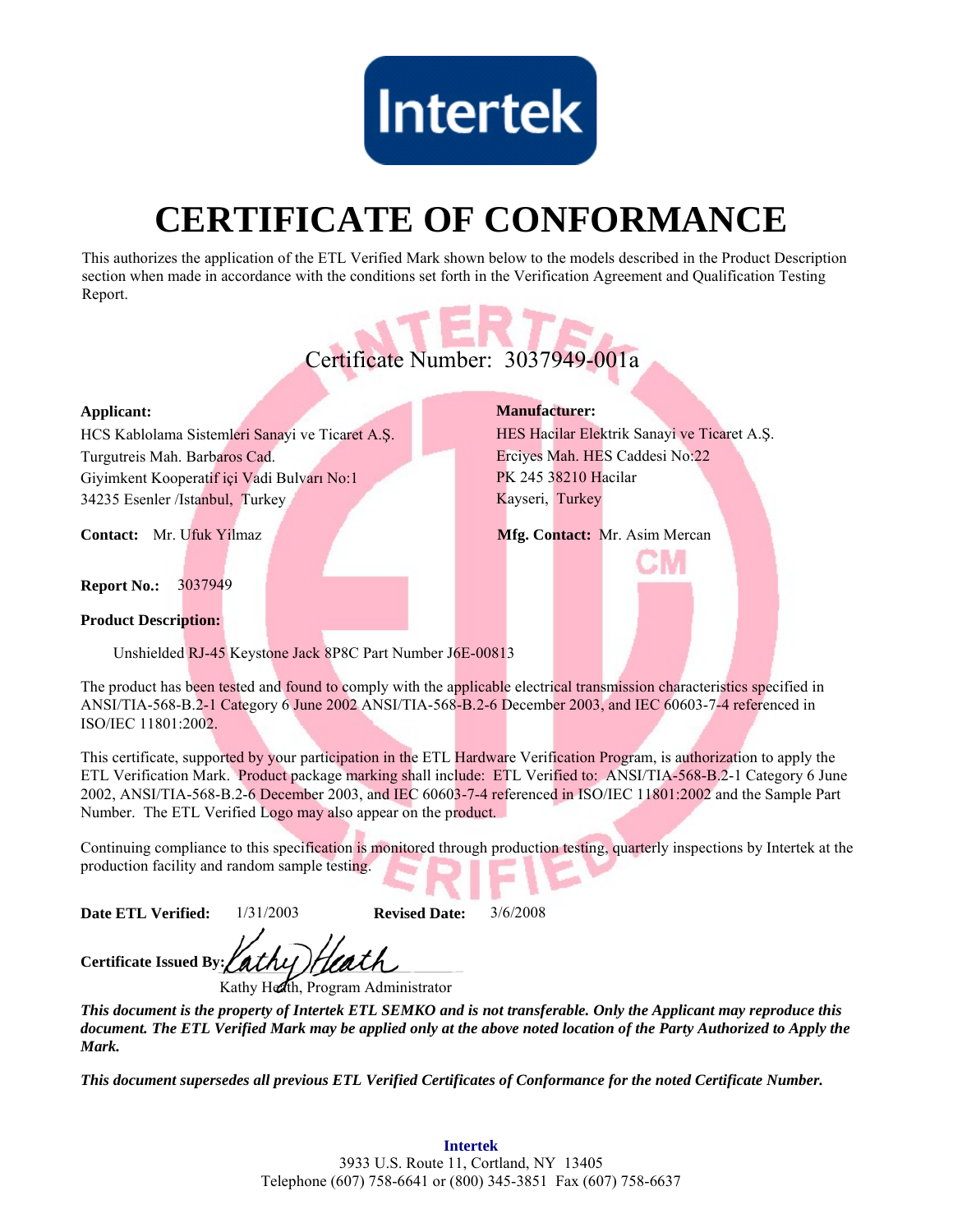Intertek

# CERTIFICATE OF CONFORMANCE

This authorizes the application of the ETL Verified Mark shown below to the models described in the Product Description section when made in accordance with the conditions set forth in the Verification Agreement and Qualification Testing Report.

## Certificate Number: 3037949-001a

**Applicant:**
HCS Kablolama Sistemleri Sanayi ve Ticaret A.Ş.
Turgutreis Mah. Barbaros Cad.
Giyimkent Kooperatif içi Vadi Bulvarı No:1
34235 Esenler /Istanbul, Turkey

**Contact:** Mr. Ufuk Yilmaz

**Manufacturer:**
HES Hacilar Elektrik Sanayi ve Ticaret A.Ş.
Erciyes Mah. HES Caddesi No:22
PK 245 38210 Hacilar
Kayseri, Turkey

**Mfg. Contact:** Mr. Asim Mercan

**Report No.:** 3037949

**Product Description:**

Unshielded RJ-45 Keystone Jack 8P8C Part Number J6E-00813

The product has been tested and found to comply with the applicable electrical transmission characteristics specified in ANSI/TIA-568-B.2-1 Category 6 June 2002 ANSI/TIA-568-B.2-6 December 2003, and IEC 60603-7-4 referenced in ISO/IEC 11801:2002.

This certificate, supported by your participation in the ETL Hardware Verification Program, is authorization to apply the ETL Verification Mark. Product package marking shall include: ETL Verified to: ANSI/TIA-568-B.2-1 Category 6 June 2002, ANSI/TIA-568-B.2-6 December 2003, and IEC 60603-7-4 referenced in ISO/IEC 11801:2002 and the Sample Part Number. The ETL Verified Logo may also appear on the product.

Continuing compliance to this specification is monitored through production testing, quarterly inspections by Intertek at the production facility and random sample testing.

**Date ETL Verified:** 1/31/2003 **Revised Date:** 3/6/2008

**Certificate Issued By:** Kathy Heath

Kathy Heath, Program Administrator

***This document is the property of Intertek ETL SEMKO and is not transferable. Only the Applicant may reproduce this document. The ETL Verified Mark may be applied only at the above noted location of the Party Authorized to Apply the Mark.***

***This document supersedes all previous ETL Verified Certificates of Conformance for the noted Certificate Number.***

**Intertek**
3933 U.S. Route 11, Cortland, NY 13405
Telephone (607) 758-6641 or (800) 345-3851 Fax (607) 758-6637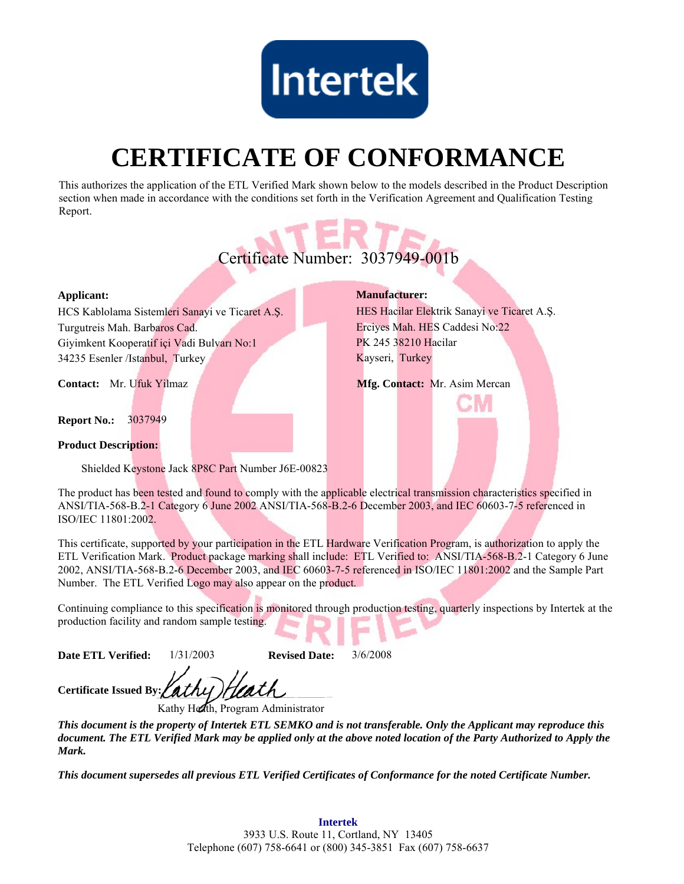Intertek

# CERTIFICATE OF CONFORMANCE

This authorizes the application of the ETL Verified Mark shown below to the models described in the Product Description section when made in accordance with the conditions set forth in the Verification Agreement and Qualification Testing Report.

Certificate Number: 3037949-001b

**Applicant:**
HCS Kablolama Sistemleri Sanayi ve Ticaret A.Ş.
Turgutreis Mah. Barbaros Cad.
Giyimkent Kooperatif içi Vadi Bulvarı No:1
34235 Esenler /Istanbul, Turkey

**Contact:** Mr. Ufuk Yilmaz

**Manufacturer:**
HES Hacilar Elektrik Sanayi ve Ticaret A.Ş.
Erciyes Mah. HES Caddesi No:22
PK 245 38210 Hacilar
Kayseri, Turkey

**Mfg. Contact:** Mr. Asim Mercan

**Report No.:** 3037949

**Product Description:**

Shielded Keystone Jack 8P8C Part Number J6E-00823

The product has been tested and found to comply with the applicable electrical transmission characteristics specified in ANSI/TIA-568-B.2-1 Category 6 June 2002 ANSI/TIA-568-B.2-6 December 2003, and IEC 60603-7-5 referenced in ISO/IEC 11801:2002.

This certificate, supported by your participation in the ETL Hardware Verification Program, is authorization to apply the ETL Verification Mark. Product package marking shall include: ETL Verified to: ANSI/TIA-568-B.2-1 Category 6 June 2002, ANSI/TIA-568-B.2-6 December 2003, and IEC 60603-7-5 referenced in ISO/IEC 11801:2002 and the Sample Part Number. The ETL Verified Logo may also appear on the product.

Continuing compliance to this specification is monitored through production testing, quarterly inspections by Intertek at the production facility and random sample testing.

**Date ETL Verified:** 1/31/2003 **Revised Date:** 3/6/2008

**Certificate Issued By:** Kathy Heath
Kathy Heath, Program Administrator

***This document is the property of Intertek ETL SEMKO and is not transferable. Only the Applicant may reproduce this document. The ETL Verified Mark may be applied only at the above noted location of the Party Authorized to Apply the Mark.***

***This document supersedes all previous ETL Verified Certificates of Conformance for the noted Certificate Number.***

**Intertek**
3933 U.S. Route 11, Cortland, NY 13405
Telephone (607) 758-6641 or (800) 345-3851 Fax (607) 758-6637